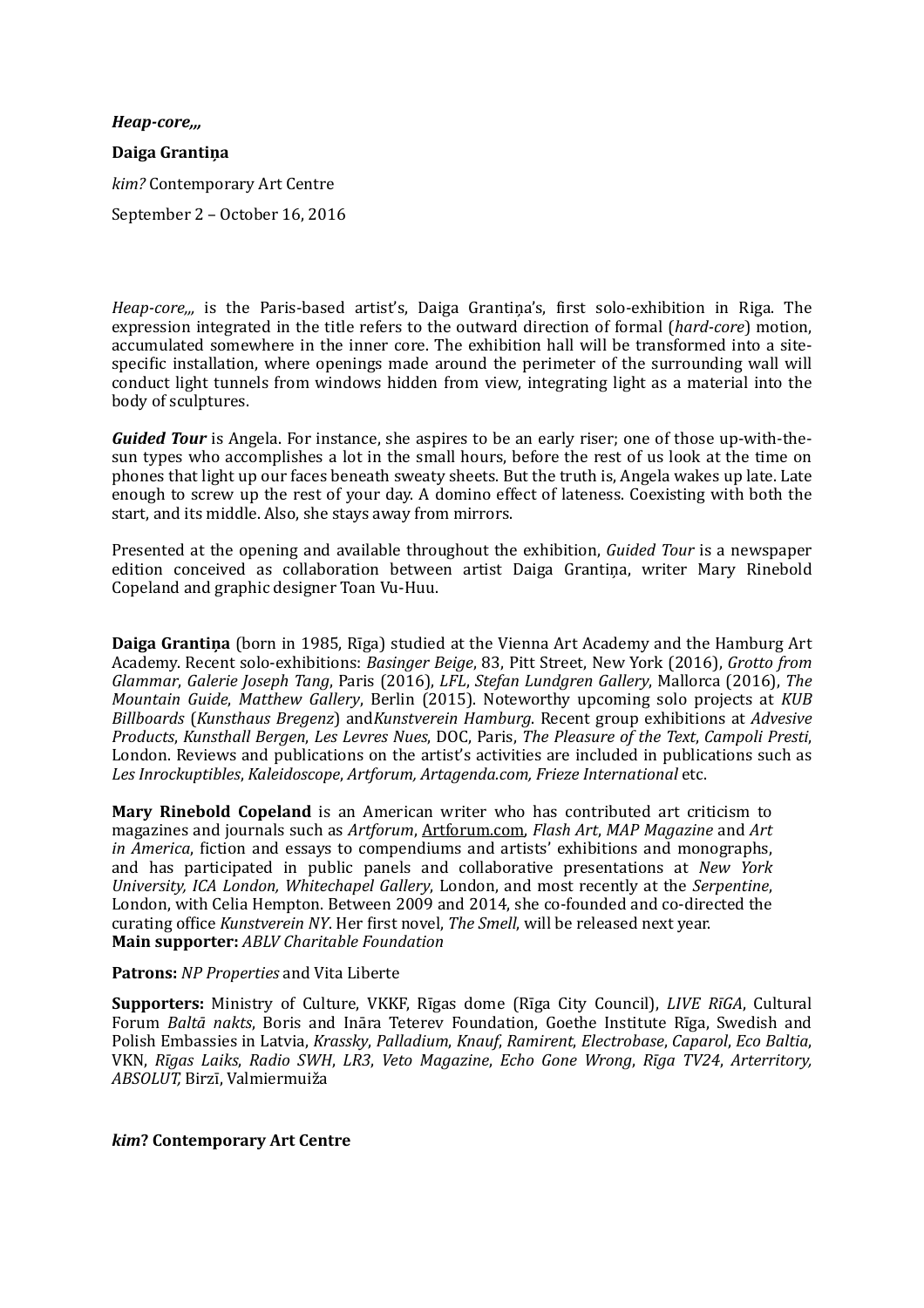***Heap-core,,,***

**Daiga Grantiņa**

*kim?* Contemporary Art Centre

September 2 – October 16, 2016

*Heap-core,,,* is the Paris-based artist's, Daiga Grantiņa's, first solo-exhibition in Riga. The expression integrated in the title refers to the outward direction of formal (*hard-core*) motion, accumulated somewhere in the inner core. The exhibition hall will be transformed into a site-specific installation, where openings made around the perimeter of the surrounding wall will conduct light tunnels from windows hidden from view, integrating light as a material into the body of sculptures.

***Guided Tour*** is Angela. For instance, she aspires to be an early riser; one of those up-with-the-sun types who accomplishes a lot in the small hours, before the rest of us look at the time on phones that light up our faces beneath sweaty sheets. But the truth is, Angela wakes up late. Late enough to screw up the rest of your day. A domino effect of lateness. Coexisting with both the start, and its middle. Also, she stays away from mirrors.

Presented at the opening and available throughout the exhibition, *Guided Tour* is a newspaper edition conceived as collaboration between artist Daiga Grantiņa, writer Mary Rinebold Copeland and graphic designer Toan Vu-Huu.

**Daiga Grantiņa** (born in 1985, Rīga) studied at the Vienna Art Academy and the Hamburg Art Academy. Recent solo-exhibitions: *Basinger Beige*, 83, Pitt Street, New York (2016), *Grotto from Glammar*, *Galerie Joseph Tang*, Paris (2016), *LFL*, *Stefan Lundgren Gallery*, Mallorca (2016), *The Mountain Guide*, *Matthew Gallery*, Berlin (2015). Noteworthy upcoming solo projects at *KUB Billboards* (*Kunsthaus Bregenz*) and*Kunstverein Hamburg*. Recent group exhibitions at *Advesive Products*, *Kunsthall Bergen*, *Les Levres Nues*, DOC, Paris, *The Pleasure of the Text*, *Campoli Presti*, London. Reviews and publications on the artist's activities are included in publications such as *Les Inrockuptibles*, *Kaleidoscope*, *Artforum, Artagenda.com, Frieze International* etc.

**Mary Rinebold Copeland** is an American writer who has contributed art criticism to magazines and journals such as *Artforum*, Artforum.com, *Flash Art*, *MAP Magazine* and *Art in America*, fiction and essays to compendiums and artists' exhibitions and monographs, and has participated in public panels and collaborative presentations at *New York University, ICA London, Whitechapel Gallery*, London, and most recently at the *Serpentine*, London, with Celia Hempton. Between 2009 and 2014, she co-founded and co-directed the curating office *Kunstverein NY*. Her first novel, *The Smell*, will be released next year.

**Main supporter:** *ABLV Charitable Foundation*

**Patrons:** *NP Properties* and Vita Liberte

**Supporters:** Ministry of Culture, VKKF, Rīgas dome (Rīga City Council), *LIVE RīGA*, Cultural Forum *Baltā nakts*, Boris and Ināra Teterev Foundation, Goethe Institute Rīga, Swedish and Polish Embassies in Latvia, *Krassky*, *Palladium*, *Knauf*, *Ramirent*, *Electrobase*, *Caparol*, *Eco Baltia*, VKN, *Rīgas Laiks*, *Radio SWH*, *LR3*, *Veto Magazine*, *Echo Gone Wrong*, *Rīga TV24*, *Arterritory, ABSOLUT,* Birzī, Valmiermuiža

***kim*? Contemporary Art Centre**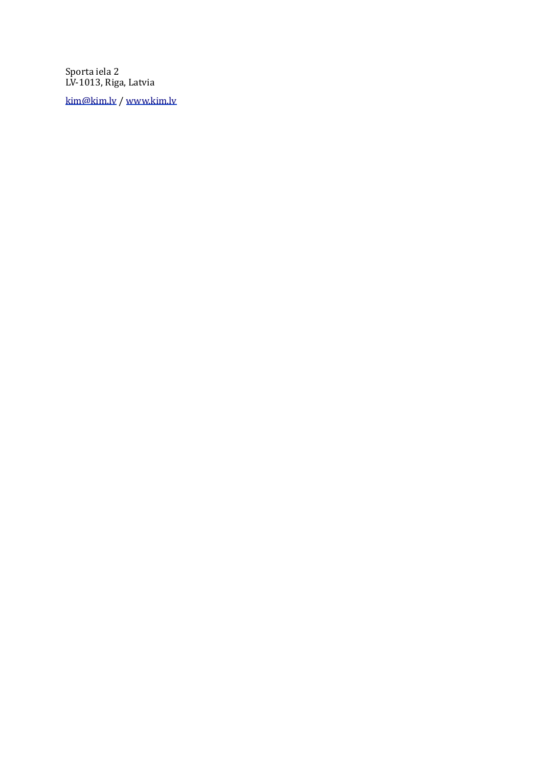Sporta iela 2
LV-1013, Riga, Latvia

kim@kim.lv / www.kim.lv